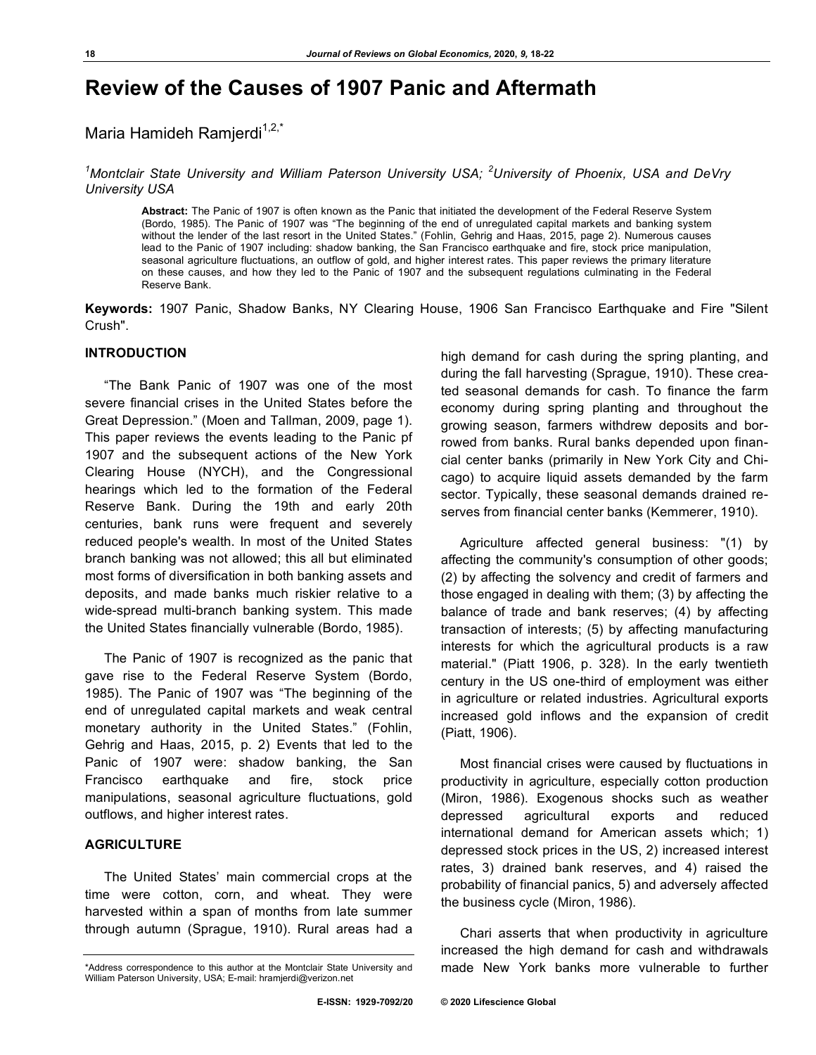# Review of the Causes of 1907 Panic and Aftermath

Maria Hamideh Ramjerdi[1,2,*]

*[1]Montclair State University and William Paterson University USA; [2]University of Phoenix, USA and DeVry University USA*

**Abstract:** The Panic of 1907 is often known as the Panic that initiated the development of the Federal Reserve System (Bordo, 1985). The Panic of 1907 was "The beginning of the end of unregulated capital markets and banking system without the lender of the last resort in the United States." (Fohlin, Gehrig and Haas, 2015, page 2). Numerous causes lead to the Panic of 1907 including: shadow banking, the San Francisco earthquake and fire, stock price manipulation, seasonal agriculture fluctuations, an outflow of gold, and higher interest rates. This paper reviews the primary literature on these causes, and how they led to the Panic of 1907 and the subsequent regulations culminating in the Federal Reserve Bank.

**Keywords:** 1907 Panic, Shadow Banks, NY Clearing House, 1906 San Francisco Earthquake and Fire "Silent Crush".

## INTRODUCTION

"The Bank Panic of 1907 was one of the most severe financial crises in the United States before the Great Depression." (Moen and Tallman, 2009, page 1). This paper reviews the events leading to the Panic pf 1907 and the subsequent actions of the New York Clearing House (NYCH), and the Congressional hearings which led to the formation of the Federal Reserve Bank. During the 19th and early 20th centuries, bank runs were frequent and severely reduced people's wealth. In most of the United States branch banking was not allowed; this all but eliminated most forms of diversification in both banking assets and deposits, and made banks much riskier relative to a wide-spread multi-branch banking system. This made the United States financially vulnerable (Bordo, 1985).

The Panic of 1907 is recognized as the panic that gave rise to the Federal Reserve System (Bordo, 1985). The Panic of 1907 was "The beginning of the end of unregulated capital markets and weak central monetary authority in the United States." (Fohlin, Gehrig and Haas, 2015, p. 2) Events that led to the Panic of 1907 were: shadow banking, the San Francisco earthquake and fire, stock price manipulations, seasonal agriculture fluctuations, gold outflows, and higher interest rates.

## AGRICULTURE

The United States' main commercial crops at the time were cotton, corn, and wheat. They were harvested within a span of months from late summer through autumn (Sprague, 1910). Rural areas had a high demand for cash during the spring planting, and during the fall harvesting (Sprague, 1910). These created seasonal demands for cash. To finance the farm economy during spring planting and throughout the growing season, farmers withdrew deposits and borrowed from banks. Rural banks depended upon financial center banks (primarily in New York City and Chicago) to acquire liquid assets demanded by the farm sector. Typically, these seasonal demands drained reserves from financial center banks (Kemmerer, 1910).

Agriculture affected general business: "(1) by affecting the community's consumption of other goods; (2) by affecting the solvency and credit of farmers and those engaged in dealing with them; (3) by affecting the balance of trade and bank reserves; (4) by affecting transaction of interests; (5) by affecting manufacturing interests for which the agricultural products is a raw material." (Piatt 1906, p. 328). In the early twentieth century in the US one-third of employment was either in agriculture or related industries. Agricultural exports increased gold inflows and the expansion of credit (Piatt, 1906).

Most financial crises were caused by fluctuations in productivity in agriculture, especially cotton production (Miron, 1986). Exogenous shocks such as weather depressed agricultural exports and reduced international demand for American assets which; 1) depressed stock prices in the US, 2) increased interest rates, 3) drained bank reserves, and 4) raised the probability of financial panics, 5) and adversely affected the business cycle (Miron, 1986).

Chari asserts that when productivity in agriculture increased the high demand for cash and withdrawals made New York banks more vulnerable to further

*Address correspondence to this author at the Montclair State University and William Paterson University, USA; E-mail: hramjerdi@verizon.net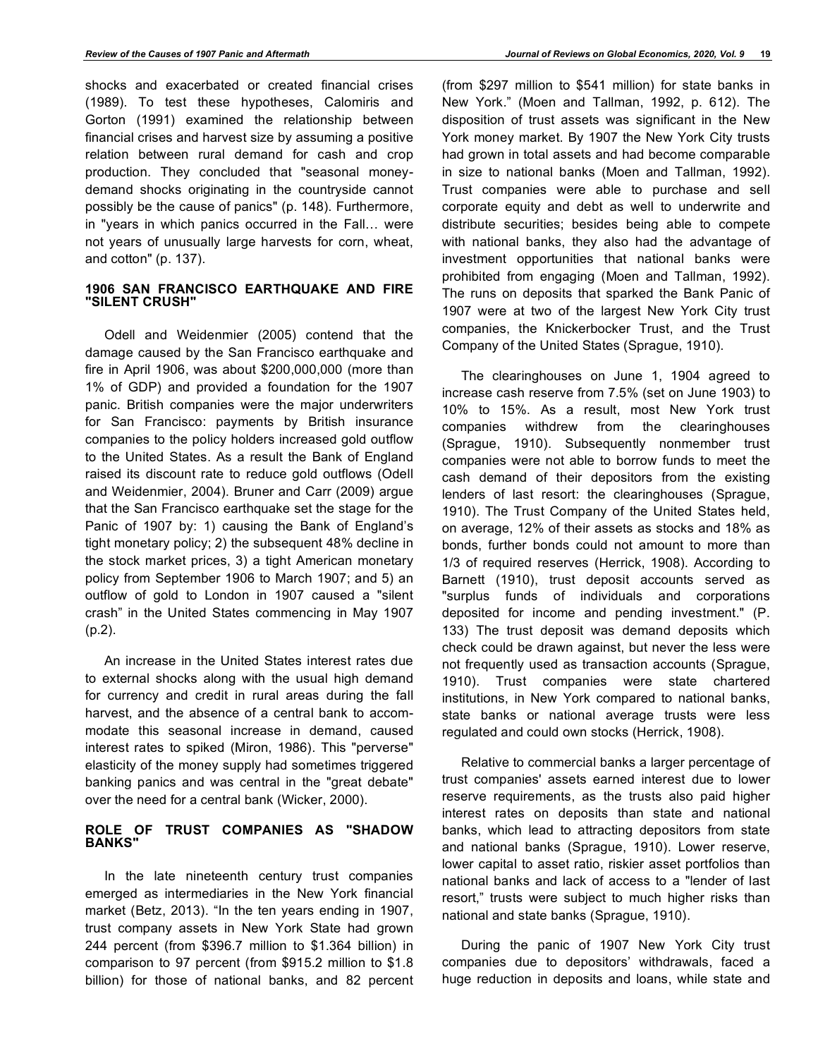shocks and exacerbated or created financial crises (1989). To test these hypotheses, Calomiris and Gorton (1991) examined the relationship between financial crises and harvest size by assuming a positive relation between rural demand for cash and crop production. They concluded that "seasonal money-demand shocks originating in the countryside cannot possibly be the cause of panics" (p. 148). Furthermore, in "years in which panics occurred in the Fall… were not years of unusually large harvests for corn, wheat, and cotton" (p. 137).

## 1906 SAN FRANCISCO EARTHQUAKE AND FIRE "SILENT CRUSH"

Odell and Weidenmier (2005) contend that the damage caused by the San Francisco earthquake and fire in April 1906, was about $200,000,000 (more than 1% of GDP) and provided a foundation for the 1907 panic. British companies were the major underwriters for San Francisco: payments by British insurance companies to the policy holders increased gold outflow to the United States. As a result the Bank of England raised its discount rate to reduce gold outflows (Odell and Weidenmier, 2004). Bruner and Carr (2009) argue that the San Francisco earthquake set the stage for the Panic of 1907 by: 1) causing the Bank of England's tight monetary policy; 2) the subsequent 48% decline in the stock market prices, 3) a tight American monetary policy from September 1906 to March 1907; and 5) an outflow of gold to London in 1907 caused a "silent crash" in the United States commencing in May 1907 (p.2).

An increase in the United States interest rates due to external shocks along with the usual high demand for currency and credit in rural areas during the fall harvest, and the absence of a central bank to accommodate this seasonal increase in demand, caused interest rates to spiked (Miron, 1986). This "perverse" elasticity of the money supply had sometimes triggered banking panics and was central in the "great debate" over the need for a central bank (Wicker, 2000).

## ROLE OF TRUST COMPANIES AS "SHADOW BANKS"

In the late nineteenth century trust companies emerged as intermediaries in the New York financial market (Betz, 2013). "In the ten years ending in 1907, trust company assets in New York State had grown 244 percent (from $396.7 million to $1.364 billion) in comparison to 97 percent (from $915.2 million to $1.8 billion) for those of national banks, and 82 percent (from $297 million to $541 million) for state banks in New York." (Moen and Tallman, 1992, p. 612). The disposition of trust assets was significant in the New York money market. By 1907 the New York City trusts had grown in total assets and had become comparable in size to national banks (Moen and Tallman, 1992). Trust companies were able to purchase and sell corporate equity and debt as well to underwrite and distribute securities; besides being able to compete with national banks, they also had the advantage of investment opportunities that national banks were prohibited from engaging (Moen and Tallman, 1992). The runs on deposits that sparked the Bank Panic of 1907 were at two of the largest New York City trust companies, the Knickerbocker Trust, and the Trust Company of the United States (Sprague, 1910).

The clearinghouses on June 1, 1904 agreed to increase cash reserve from 7.5% (set on June 1903) to 10% to 15%. As a result, most New York trust companies withdrew from the clearinghouses (Sprague, 1910). Subsequently nonmember trust companies were not able to borrow funds to meet the cash demand of their depositors from the existing lenders of last resort: the clearinghouses (Sprague, 1910). The Trust Company of the United States held, on average, 12% of their assets as stocks and 18% as bonds, further bonds could not amount to more than 1/3 of required reserves (Herrick, 1908). According to Barnett (1910), trust deposit accounts served as "surplus funds of individuals and corporations deposited for income and pending investment." (P. 133) The trust deposit was demand deposits which check could be drawn against, but never the less were not frequently used as transaction accounts (Sprague, 1910). Trust companies were state chartered institutions, in New York compared to national banks, state banks or national average trusts were less regulated and could own stocks (Herrick, 1908).

Relative to commercial banks a larger percentage of trust companies' assets earned interest due to lower reserve requirements, as the trusts also paid higher interest rates on deposits than state and national banks, which lead to attracting depositors from state and national banks (Sprague, 1910). Lower reserve, lower capital to asset ratio, riskier asset portfolios than national banks and lack of access to a "lender of last resort," trusts were subject to much higher risks than national and state banks (Sprague, 1910).

During the panic of 1907 New York City trust companies due to depositors' withdrawals, faced a huge reduction in deposits and loans, while state and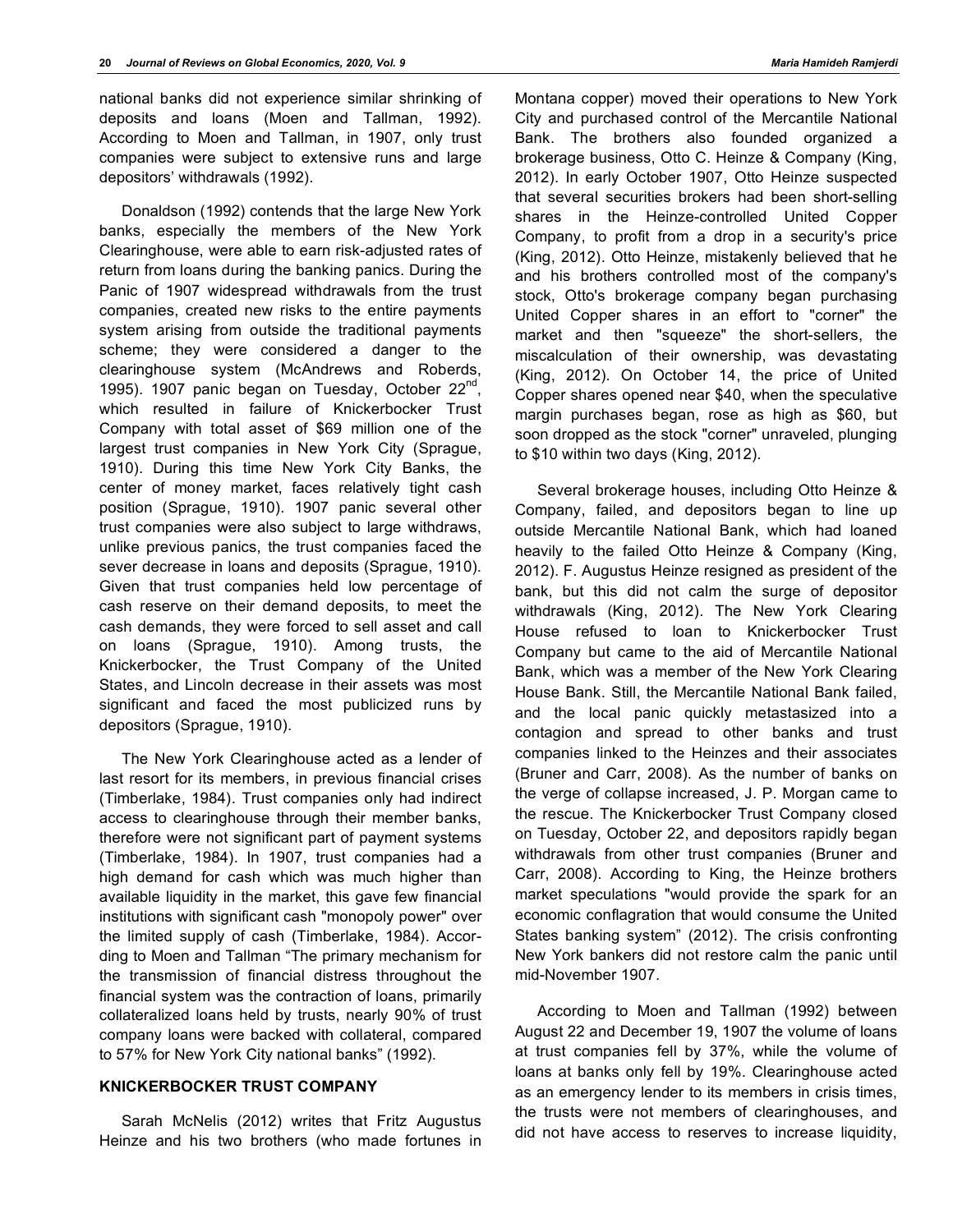national banks did not experience similar shrinking of deposits and loans (Moen and Tallman, 1992). According to Moen and Tallman, in 1907, only trust companies were subject to extensive runs and large depositors' withdrawals (1992).

Donaldson (1992) contends that the large New York banks, especially the members of the New York Clearinghouse, were able to earn risk-adjusted rates of return from loans during the banking panics. During the Panic of 1907 widespread withdrawals from the trust companies, created new risks to the entire payments system arising from outside the traditional payments scheme; they were considered a danger to the clearinghouse system (McAndrews and Roberds, 1995). 1907 panic began on Tuesday, October 22nd, which resulted in failure of Knickerbocker Trust Company with total asset of $69 million one of the largest trust companies in New York City (Sprague, 1910). During this time New York City Banks, the center of money market, faces relatively tight cash position (Sprague, 1910). 1907 panic several other trust companies were also subject to large withdraws, unlike previous panics, the trust companies faced the sever decrease in loans and deposits (Sprague, 1910). Given that trust companies held low percentage of cash reserve on their demand deposits, to meet the cash demands, they were forced to sell asset and call on loans (Sprague, 1910). Among trusts, the Knickerbocker, the Trust Company of the United States, and Lincoln decrease in their assets was most significant and faced the most publicized runs by depositors (Sprague, 1910).

The New York Clearinghouse acted as a lender of last resort for its members, in previous financial crises (Timberlake, 1984). Trust companies only had indirect access to clearinghouse through their member banks, therefore were not significant part of payment systems (Timberlake, 1984). In 1907, trust companies had a high demand for cash which was much higher than available liquidity in the market, this gave few financial institutions with significant cash "monopoly power" over the limited supply of cash (Timberlake, 1984). According to Moen and Tallman "The primary mechanism for the transmission of financial distress throughout the financial system was the contraction of loans, primarily collateralized loans held by trusts, nearly 90% of trust company loans were backed with collateral, compared to 57% for New York City national banks" (1992).

## KNICKERBOCKER TRUST COMPANY

Sarah McNelis (2012) writes that Fritz Augustus Heinze and his two brothers (who made fortunes in Montana copper) moved their operations to New York City and purchased control of the Mercantile National Bank. The brothers also founded organized a brokerage business, Otto C. Heinze & Company (King, 2012). In early October 1907, Otto Heinze suspected that several securities brokers had been short-selling shares in the Heinze-controlled United Copper Company, to profit from a drop in a security's price (King, 2012). Otto Heinze, mistakenly believed that he and his brothers controlled most of the company's stock, Otto's brokerage company began purchasing United Copper shares in an effort to "corner" the market and then "squeeze" the short-sellers, the miscalculation of their ownership, was devastating (King, 2012). On October 14, the price of United Copper shares opened near $40, when the speculative margin purchases began, rose as high as $60, but soon dropped as the stock "corner" unraveled, plunging to $10 within two days (King, 2012).

Several brokerage houses, including Otto Heinze & Company, failed, and depositors began to line up outside Mercantile National Bank, which had loaned heavily to the failed Otto Heinze & Company (King, 2012). F. Augustus Heinze resigned as president of the bank, but this did not calm the surge of depositor withdrawals (King, 2012). The New York Clearing House refused to loan to Knickerbocker Trust Company but came to the aid of Mercantile National Bank, which was a member of the New York Clearing House Bank. Still, the Mercantile National Bank failed, and the local panic quickly metastasized into a contagion and spread to other banks and trust companies linked to the Heinzes and their associates (Bruner and Carr, 2008). As the number of banks on the verge of collapse increased, J. P. Morgan came to the rescue. The Knickerbocker Trust Company closed on Tuesday, October 22, and depositors rapidly began withdrawals from other trust companies (Bruner and Carr, 2008). According to King, the Heinze brothers market speculations "would provide the spark for an economic conflagration that would consume the United States banking system" (2012). The crisis confronting New York bankers did not restore calm the panic until mid-November 1907.

According to Moen and Tallman (1992) between August 22 and December 19, 1907 the volume of loans at trust companies fell by 37%, while the volume of loans at banks only fell by 19%. Clearinghouse acted as an emergency lender to its members in crisis times, the trusts were not members of clearinghouses, and did not have access to reserves to increase liquidity,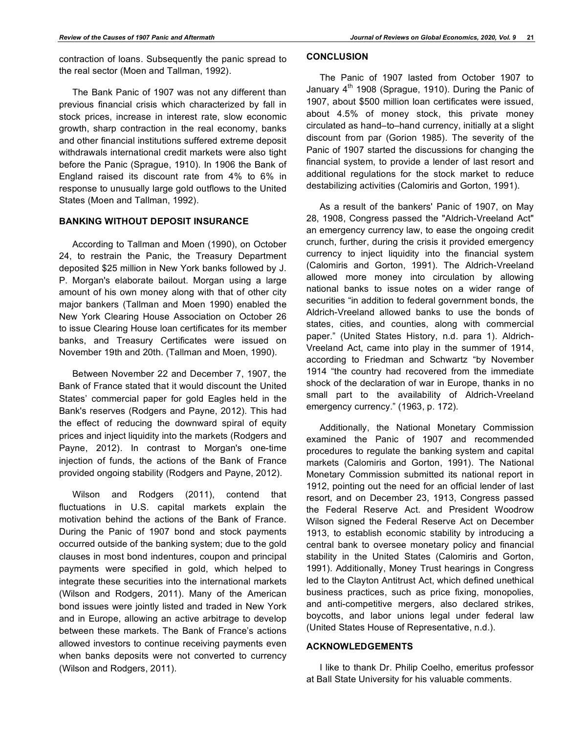contraction of loans. Subsequently the panic spread to the real sector (Moen and Tallman, 1992).

The Bank Panic of 1907 was not any different than previous financial crisis which characterized by fall in stock prices, increase in interest rate, slow economic growth, sharp contraction in the real economy, banks and other financial institutions suffered extreme deposit withdrawals international credit markets were also tight before the Panic (Sprague, 1910). In 1906 the Bank of England raised its discount rate from 4% to 6% in response to unusually large gold outflows to the United States (Moen and Tallman, 1992).

## BANKING WITHOUT DEPOSIT INSURANCE

According to Tallman and Moen (1990), on October 24, to restrain the Panic, the Treasury Department deposited $25 million in New York banks followed by J. P. Morgan's elaborate bailout. Morgan using a large amount of his own money along with that of other city major bankers (Tallman and Moen 1990) enabled the New York Clearing House Association on October 26 to issue Clearing House loan certificates for its member banks, and Treasury Certificates were issued on November 19th and 20th. (Tallman and Moen, 1990).

Between November 22 and December 7, 1907, the Bank of France stated that it would discount the United States' commercial paper for gold Eagles held in the Bank's reserves (Rodgers and Payne, 2012). This had the effect of reducing the downward spiral of equity prices and inject liquidity into the markets (Rodgers and Payne, 2012). In contrast to Morgan's one-time injection of funds, the actions of the Bank of France provided ongoing stability (Rodgers and Payne, 2012).

Wilson and Rodgers (2011), contend that fluctuations in U.S. capital markets explain the motivation behind the actions of the Bank of France. During the Panic of 1907 bond and stock payments occurred outside of the banking system; due to the gold clauses in most bond indentures, coupon and principal payments were specified in gold, which helped to integrate these securities into the international markets (Wilson and Rodgers, 2011). Many of the American bond issues were jointly listed and traded in New York and in Europe, allowing an active arbitrage to develop between these markets. The Bank of France's actions allowed investors to continue receiving payments even when banks deposits were not converted to currency (Wilson and Rodgers, 2011).

## CONCLUSION

The Panic of 1907 lasted from October 1907 to January 4th 1908 (Sprague, 1910). During the Panic of 1907, about $500 million loan certificates were issued, about 4.5% of money stock, this private money circulated as hand–to–hand currency, initially at a slight discount from par (Gorion 1985). The severity of the Panic of 1907 started the discussions for changing the financial system, to provide a lender of last resort and additional regulations for the stock market to reduce destabilizing activities (Calomiris and Gorton, 1991).

As a result of the bankers' Panic of 1907, on May 28, 1908, Congress passed the "Aldrich-Vreeland Act" an emergency currency law, to ease the ongoing credit crunch, further, during the crisis it provided emergency currency to inject liquidity into the financial system (Calomiris and Gorton, 1991). The Aldrich-Vreeland allowed more money into circulation by allowing national banks to issue notes on a wider range of securities "in addition to federal government bonds, the Aldrich-Vreeland allowed banks to use the bonds of states, cities, and counties, along with commercial paper." (United States History, n.d. para 1). Aldrich-Vreeland Act, came into play in the summer of 1914, according to Friedman and Schwartz "by November 1914 "the country had recovered from the immediate shock of the declaration of war in Europe, thanks in no small part to the availability of Aldrich-Vreeland emergency currency." (1963, p. 172).

Additionally, the National Monetary Commission examined the Panic of 1907 and recommended procedures to regulate the banking system and capital markets (Calomiris and Gorton, 1991). The National Monetary Commission submitted its national report in 1912, pointing out the need for an official lender of last resort, and on December 23, 1913, Congress passed the Federal Reserve Act. and President Woodrow Wilson signed the Federal Reserve Act on December 1913, to establish economic stability by introducing a central bank to oversee monetary policy and financial stability in the United States (Calomiris and Gorton, 1991). Additionally, Money Trust hearings in Congress led to the Clayton Antitrust Act, which defined unethical business practices, such as price fixing, monopolies, and anti-competitive mergers, also declared strikes, boycotts, and labor unions legal under federal law (United States House of Representative, n.d.).

## ACKNOWLEDGEMENTS

I like to thank Dr. Philip Coelho, emeritus professor at Ball State University for his valuable comments.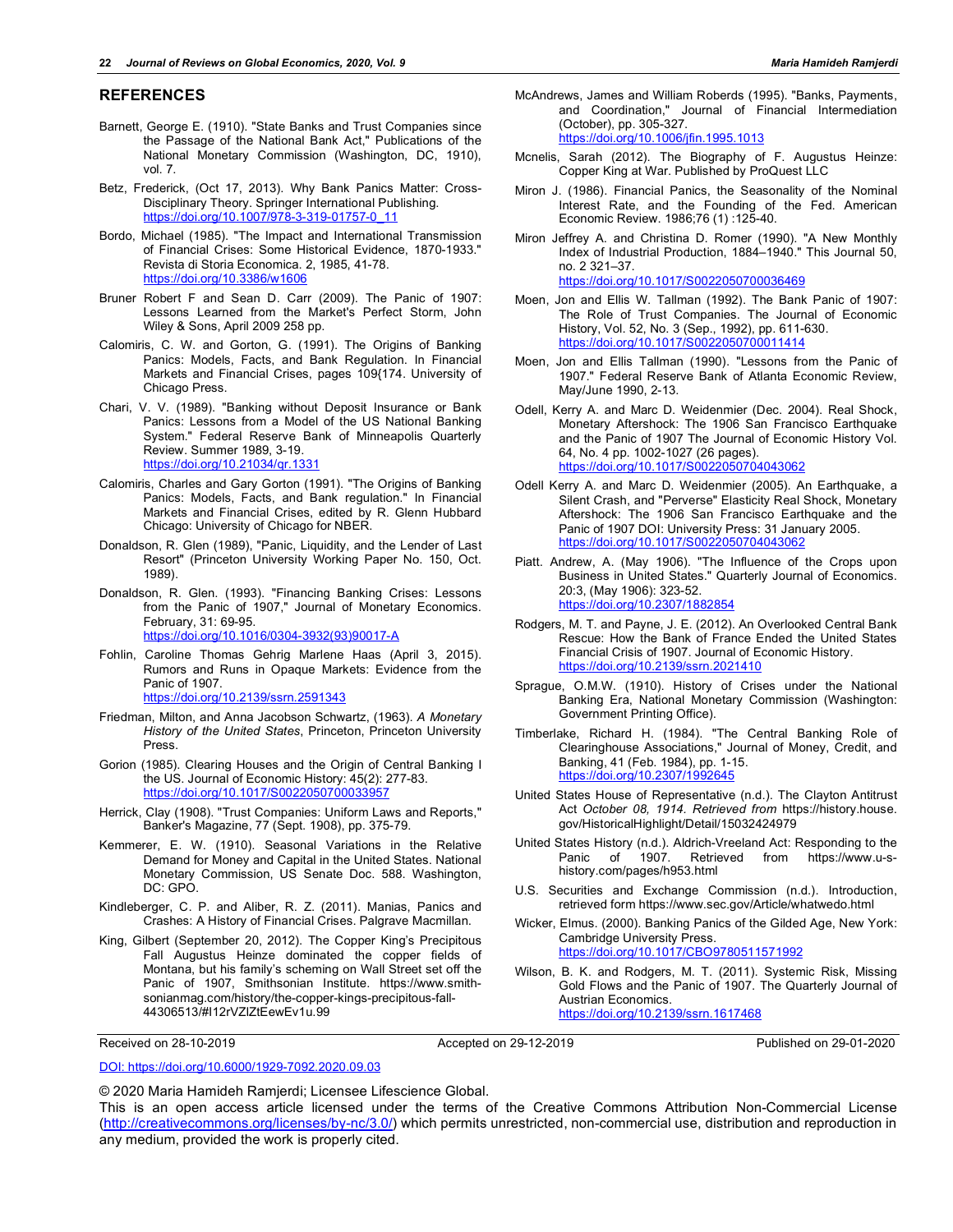## REFERENCES

Barnett, George E. (1910). "State Banks and Trust Companies since the Passage of the National Bank Act," Publications of the National Monetary Commission (Washington, DC, 1910), vol. 7.

Betz, Frederick, (Oct 17, 2013). Why Bank Panics Matter: Cross-Disciplinary Theory. Springer International Publishing. https://doi.org/10.1007/978-3-319-01757-0_11

Bordo, Michael (1985). "The Impact and International Transmission of Financial Crises: Some Historical Evidence, 1870-1933." Revista di Storia Economica. 2, 1985, 41-78. https://doi.org/10.3386/w1606

Bruner Robert F and Sean D. Carr (2009). The Panic of 1907: Lessons Learned from the Market's Perfect Storm, John Wiley & Sons, April 2009 258 pp.

Calomiris, C. W. and Gorton, G. (1991). The Origins of Banking Panics: Models, Facts, and Bank Regulation. In Financial Markets and Financial Crises, pages 109{174. University of Chicago Press.

Chari, V. V. (1989). "Banking without Deposit Insurance or Bank Panics: Lessons from a Model of the US National Banking System." Federal Reserve Bank of Minneapolis Quarterly Review. Summer 1989, 3-19. https://doi.org/10.21034/qr.1331

Calomiris, Charles and Gary Gorton (1991). "The Origins of Banking Panics: Models, Facts, and Bank regulation." In Financial Markets and Financial Crises, edited by R. Glenn Hubbard Chicago: University of Chicago for NBER.

Donaldson, R. Glen (1989), "Panic, Liquidity, and the Lender of Last Resort" (Princeton University Working Paper No. 150, Oct. 1989).

Donaldson, R. Glen. (1993). "Financing Banking Crises: Lessons from the Panic of 1907," Journal of Monetary Economics. February, 31: 69-95. https://doi.org/10.1016/0304-3932(93)90017-A

Fohlin, Caroline Thomas Gehrig Marlene Haas (April 3, 2015). Rumors and Runs in Opaque Markets: Evidence from the Panic of 1907. https://doi.org/10.2139/ssrn.2591343

Friedman, Milton, and Anna Jacobson Schwartz, (1963). *A Monetary History of the United States*, Princeton, Princeton University Press.

Gorion (1985). Clearing Houses and the Origin of Central Banking I the US. Journal of Economic History: 45(2): 277-83. https://doi.org/10.1017/S0022050700033957

Herrick, Clay (1908). "Trust Companies: Uniform Laws and Reports," Banker's Magazine, 77 (Sept. 1908), pp. 375-79.

Kemmerer, E. W. (1910). Seasonal Variations in the Relative Demand for Money and Capital in the United States. National Monetary Commission, US Senate Doc. 588. Washington, DC: GPO.

Kindleberger, C. P. and Aliber, R. Z. (2011). Manias, Panics and Crashes: A History of Financial Crises. Palgrave Macmillan.

King, Gilbert (September 20, 2012). The Copper King's Precipitous Fall Augustus Heinze dominated the copper fields of Montana, but his family's scheming on Wall Street set off the Panic of 1907, Smithsonian Institute. https://www.smithsonianmag.com/history/the-copper-kings-precipitous-fall-44306513/#I12rVZlZtEewEv1u.99

McAndrews, James and William Roberds (1995). "Banks, Payments, and Coordination," Journal of Financial Intermediation (October), pp. 305-327. https://doi.org/10.1006/jfin.1995.1013

Mcnelis, Sarah (2012). The Biography of F. Augustus Heinze: Copper King at War. Published by ProQuest LLC

Miron J. (1986). Financial Panics, the Seasonality of the Nominal Interest Rate, and the Founding of the Fed. American Economic Review. 1986;76 (1) :125-40.

Miron Jeffrey A. and Christina D. Romer (1990). "A New Monthly Index of Industrial Production, 1884–1940." This Journal 50, no. 2 321–37. https://doi.org/10.1017/S0022050700036469

Moen, Jon and Ellis W. Tallman (1992). The Bank Panic of 1907: The Role of Trust Companies. The Journal of Economic History, Vol. 52, No. 3 (Sep., 1992), pp. 611-630. https://doi.org/10.1017/S0022050700011414

Moen, Jon and Ellis Tallman (1990). "Lessons from the Panic of 1907." Federal Reserve Bank of Atlanta Economic Review, May/June 1990, 2-13.

Odell, Kerry A. and Marc D. Weidenmier (Dec. 2004). Real Shock, Monetary Aftershock: The 1906 San Francisco Earthquake and the Panic of 1907 The Journal of Economic History Vol. 64, No. 4 pp. 1002-1027 (26 pages). https://doi.org/10.1017/S0022050704043062

Odell Kerry A. and Marc D. Weidenmier (2005). An Earthquake, a Silent Crash, and "Perverse" Elasticity Real Shock, Monetary Aftershock: The 1906 San Francisco Earthquake and the Panic of 1907 DOI: University Press: 31 January 2005. https://doi.org/10.1017/S0022050704043062

Piatt. Andrew, A. (May 1906). "The Influence of the Crops upon Business in United States." Quarterly Journal of Economics. 20:3, (May 1906): 323-52. https://doi.org/10.2307/1882854

Rodgers, M. T. and Payne, J. E. (2012). An Overlooked Central Bank Rescue: How the Bank of France Ended the United States Financial Crisis of 1907. Journal of Economic History. https://doi.org/10.2139/ssrn.2021410

Sprague, O.M.W. (1910). History of Crises under the National Banking Era, National Monetary Commission (Washington: Government Printing Office).

Timberlake, Richard H. (1984). "The Central Banking Role of Clearinghouse Associations," Journal of Money, Credit, and Banking, 41 (Feb. 1984), pp. 1-15. https://doi.org/10.2307/1992645

United States House of Representative (n.d.). The Clayton Antitrust Act *October 08, 1914. Retrieved from* https://history.house.gov/HistoricalHighlight/Detail/15032424979

United States History (n.d.). Aldrich-Vreeland Act: Responding to the Panic of 1907. Retrieved from https://www.u-s-history.com/pages/h953.html

U.S. Securities and Exchange Commission (n.d.). Introduction, retrieved form https://www.sec.gov/Article/whatwedo.html

Wicker, Elmus. (2000). Banking Panics of the Gilded Age, New York: Cambridge University Press. https://doi.org/10.1017/CBO9780511571992

Wilson, B. K. and Rodgers, M. T. (2011). Systemic Risk, Missing Gold Flows and the Panic of 1907. The Quarterly Journal of Austrian Economics. https://doi.org/10.2139/ssrn.1617468

Received on 28-10-2019 Accepted on 29-12-2019 Published on 29-01-2020

DOI: https://doi.org/10.6000/1929-7092.2020.09.03

© 2020 Maria Hamideh Ramjerdi; Licensee Lifescience Global.

This is an open access article licensed under the terms of the Creative Commons Attribution Non-Commercial License (http://creativecommons.org/licenses/by-nc/3.0/) which permits unrestricted, non-commercial use, distribution and reproduction in any medium, provided the work is properly cited.